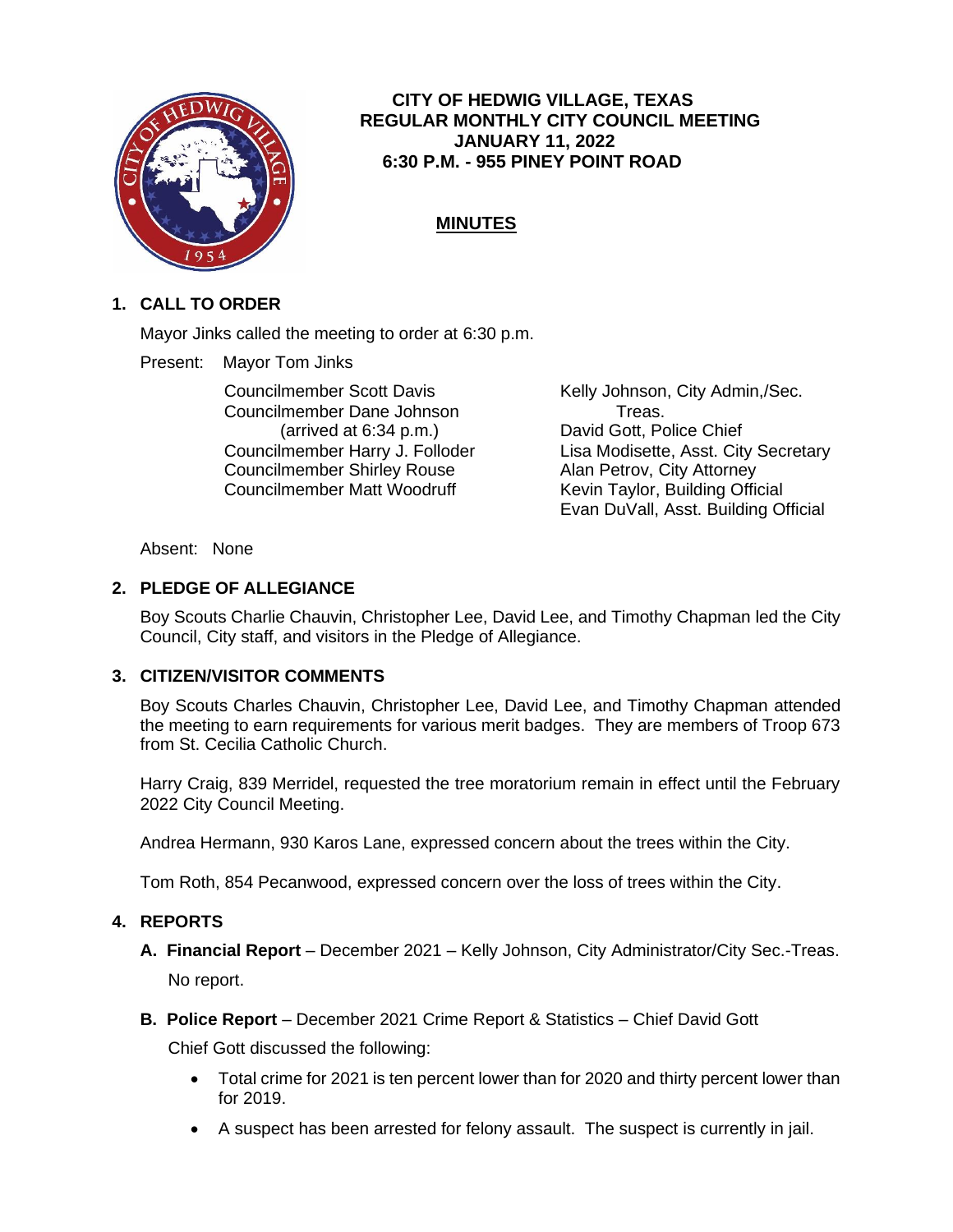# CITY OF HEDWIG VILLAGE, TEXAS
## REGULAR MONTHLY CITY COUNCIL MEETING
## JANUARY 11, 2022
## 6:30 P.M. - 955 PINEY POINT ROAD

## MINUTES

### 1. CALL TO ORDER

Mayor Jinks called the meeting to order at 6:30 p.m.

Present: Mayor Tom Jinks

Councilmember Scott Davis
Councilmember Dane Johnson (arrived at 6:34 p.m.)
Councilmember Harry J. Folloder
Councilmember Shirley Rouse
Councilmember Matt Woodruff

Kelly Johnson, City Admin,/Sec. Treas.
David Gott, Police Chief
Lisa Modisette, Asst. City Secretary
Alan Petrov, City Attorney
Kevin Taylor, Building Official
Evan DuVall, Asst. Building Official

Absent: None

### 2. PLEDGE OF ALLEGIANCE

Boy Scouts Charlie Chauvin, Christopher Lee, David Lee, and Timothy Chapman led the City Council, City staff, and visitors in the Pledge of Allegiance.

### 3. CITIZEN/VISITOR COMMENTS

Boy Scouts Charles Chauvin, Christopher Lee, David Lee, and Timothy Chapman attended the meeting to earn requirements for various merit badges. They are members of Troop 673 from St. Cecilia Catholic Church.

Harry Craig, 839 Merridel, requested the tree moratorium remain in effect until the February 2022 City Council Meeting.

Andrea Hermann, 930 Karos Lane, expressed concern about the trees within the City.

Tom Roth, 854 Pecanwood, expressed concern over the loss of trees within the City.

### 4. REPORTS

**A. Financial Report** – December 2021 – Kelly Johnson, City Administrator/City Sec.-Treas.

No report.

**B. Police Report** – December 2021 Crime Report & Statistics – Chief David Gott

Chief Gott discussed the following:

- Total crime for 2021 is ten percent lower than for 2020 and thirty percent lower than for 2019.
- A suspect has been arrested for felony assault. The suspect is currently in jail.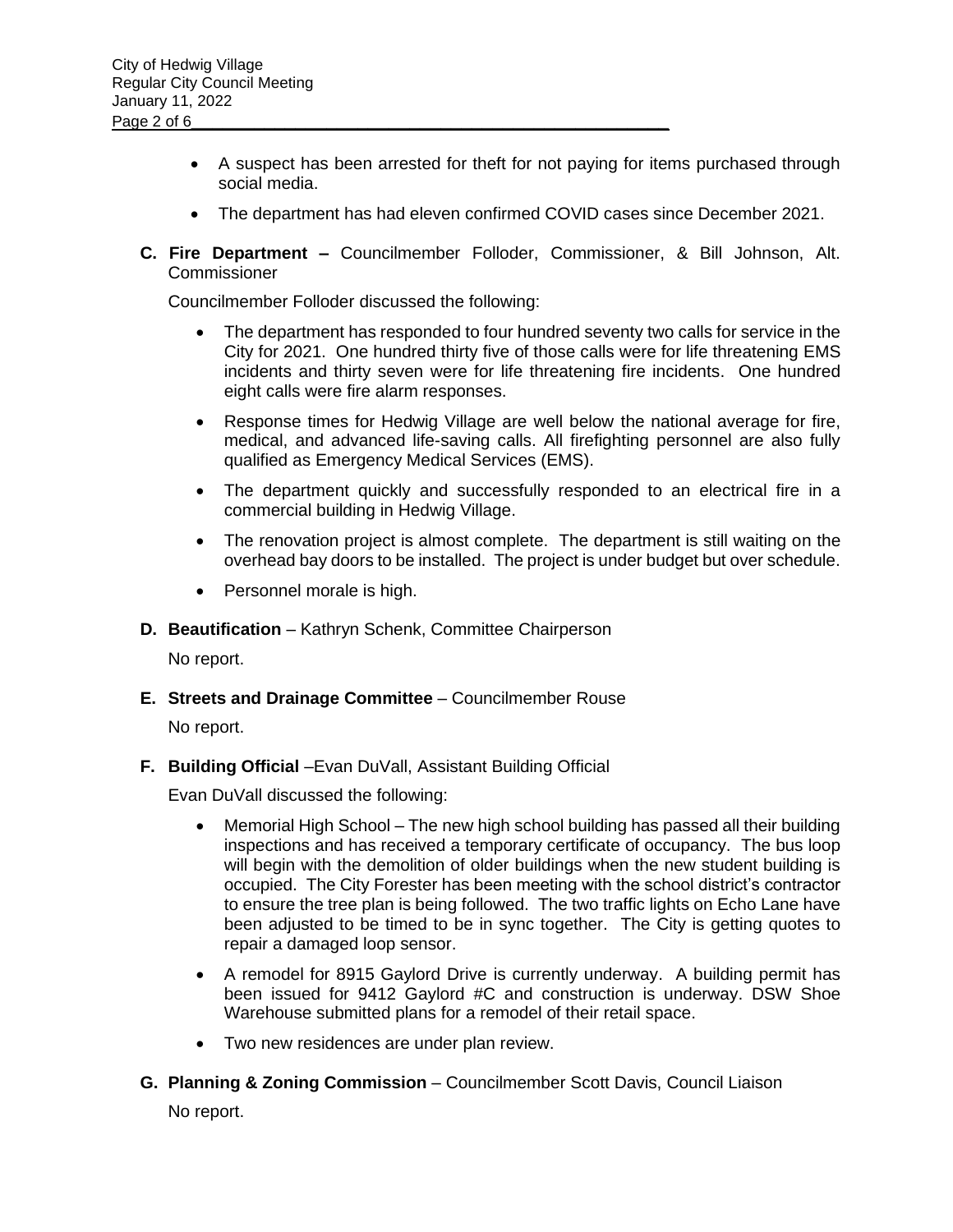- A suspect has been arrested for theft for not paying for items purchased through social media.
- The department has had eleven confirmed COVID cases since December 2021.

**C. Fire Department –** Councilmember Folloder, Commissioner, & Bill Johnson, Alt. Commissioner

Councilmember Folloder discussed the following:

- The department has responded to four hundred seventy two calls for service in the City for 2021. One hundred thirty five of those calls were for life threatening EMS incidents and thirty seven were for life threatening fire incidents. One hundred eight calls were fire alarm responses.
- Response times for Hedwig Village are well below the national average for fire, medical, and advanced life-saving calls. All firefighting personnel are also fully qualified as Emergency Medical Services (EMS).
- The department quickly and successfully responded to an electrical fire in a commercial building in Hedwig Village.
- The renovation project is almost complete. The department is still waiting on the overhead bay doors to be installed. The project is under budget but over schedule.
- Personnel morale is high.

**D. Beautification** – Kathryn Schenk, Committee Chairperson

No report.

**E. Streets and Drainage Committee** – Councilmember Rouse

No report.

**F. Building Official** –Evan DuVall, Assistant Building Official

Evan DuVall discussed the following:

- Memorial High School – The new high school building has passed all their building inspections and has received a temporary certificate of occupancy. The bus loop will begin with the demolition of older buildings when the new student building is occupied. The City Forester has been meeting with the school district's contractor to ensure the tree plan is being followed. The two traffic lights on Echo Lane have been adjusted to be timed to be in sync together. The City is getting quotes to repair a damaged loop sensor.
- A remodel for 8915 Gaylord Drive is currently underway. A building permit has been issued for 9412 Gaylord #C and construction is underway. DSW Shoe Warehouse submitted plans for a remodel of their retail space.
- Two new residences are under plan review.

**G. Planning & Zoning Commission** – Councilmember Scott Davis, Council Liaison

No report.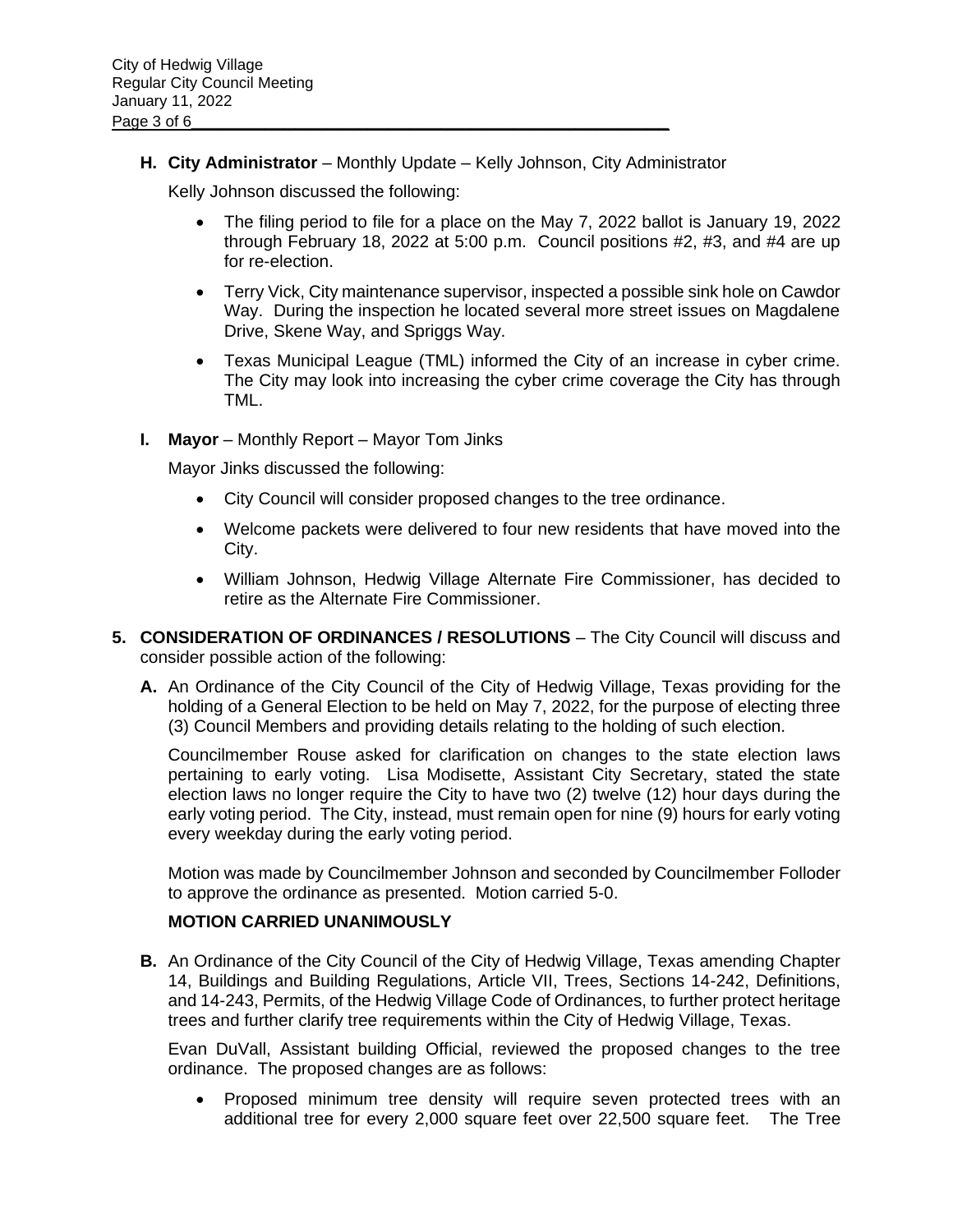**H. City Administrator** – Monthly Update – Kelly Johnson, City Administrator

Kelly Johnson discussed the following:

- The filing period to file for a place on the May 7, 2022 ballot is January 19, 2022 through February 18, 2022 at 5:00 p.m. Council positions #2, #3, and #4 are up for re-election.
- Terry Vick, City maintenance supervisor, inspected a possible sink hole on Cawdor Way. During the inspection he located several more street issues on Magdalene Drive, Skene Way, and Spriggs Way.
- Texas Municipal League (TML) informed the City of an increase in cyber crime. The City may look into increasing the cyber crime coverage the City has through TML.

**I. Mayor** – Monthly Report – Mayor Tom Jinks

Mayor Jinks discussed the following:

- City Council will consider proposed changes to the tree ordinance.
- Welcome packets were delivered to four new residents that have moved into the City.
- William Johnson, Hedwig Village Alternate Fire Commissioner, has decided to retire as the Alternate Fire Commissioner.

**5. CONSIDERATION OF ORDINANCES / RESOLUTIONS** – The City Council will discuss and consider possible action of the following:

**A.** An Ordinance of the City Council of the City of Hedwig Village, Texas providing for the holding of a General Election to be held on May 7, 2022, for the purpose of electing three (3) Council Members and providing details relating to the holding of such election.

Councilmember Rouse asked for clarification on changes to the state election laws pertaining to early voting. Lisa Modisette, Assistant City Secretary, stated the state election laws no longer require the City to have two (2) twelve (12) hour days during the early voting period. The City, instead, must remain open for nine (9) hours for early voting every weekday during the early voting period.

Motion was made by Councilmember Johnson and seconded by Councilmember Folloder to approve the ordinance as presented. Motion carried 5-0.

**MOTION CARRIED UNANIMOUSLY**

**B.** An Ordinance of the City Council of the City of Hedwig Village, Texas amending Chapter 14, Buildings and Building Regulations, Article VII, Trees, Sections 14-242, Definitions, and 14-243, Permits, of the Hedwig Village Code of Ordinances, to further protect heritage trees and further clarify tree requirements within the City of Hedwig Village, Texas.

Evan DuVall, Assistant building Official, reviewed the proposed changes to the tree ordinance. The proposed changes are as follows:

- Proposed minimum tree density will require seven protected trees with an additional tree for every 2,000 square feet over 22,500 square feet. The Tree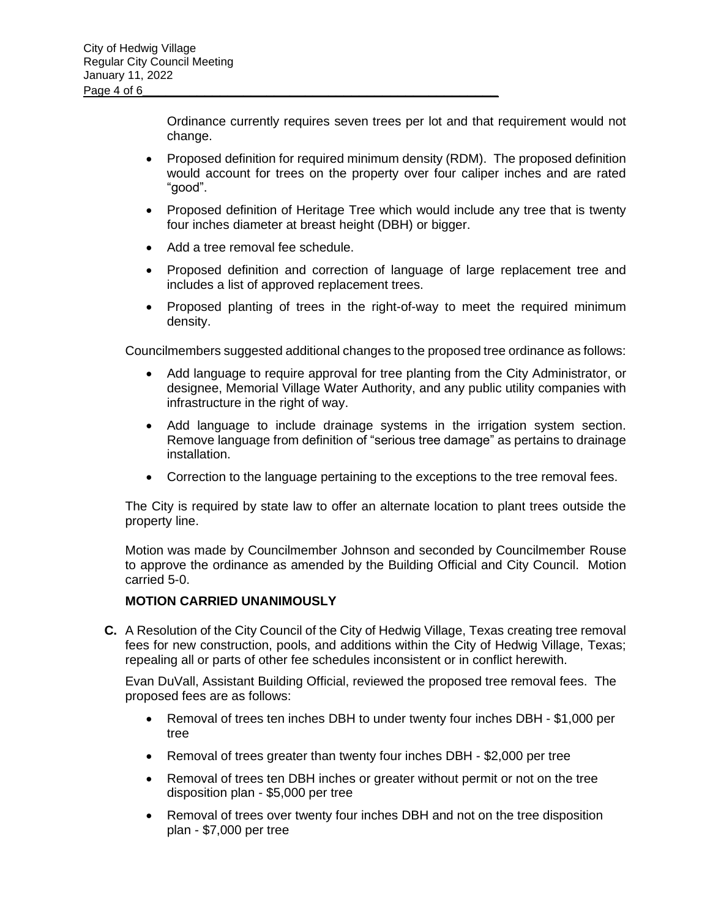Ordinance currently requires seven trees per lot and that requirement would not change.

- Proposed definition for required minimum density (RDM). The proposed definition would account for trees on the property over four caliper inches and are rated "good".
- Proposed definition of Heritage Tree which would include any tree that is twenty four inches diameter at breast height (DBH) or bigger.
- Add a tree removal fee schedule.
- Proposed definition and correction of language of large replacement tree and includes a list of approved replacement trees.
- Proposed planting of trees in the right-of-way to meet the required minimum density.

Councilmembers suggested additional changes to the proposed tree ordinance as follows:

- Add language to require approval for tree planting from the City Administrator, or designee, Memorial Village Water Authority, and any public utility companies with infrastructure in the right of way.
- Add language to include drainage systems in the irrigation system section. Remove language from definition of "serious tree damage" as pertains to drainage installation.
- Correction to the language pertaining to the exceptions to the tree removal fees.

The City is required by state law to offer an alternate location to plant trees outside the property line.

Motion was made by Councilmember Johnson and seconded by Councilmember Rouse to approve the ordinance as amended by the Building Official and City Council. Motion carried 5-0.

**MOTION CARRIED UNANIMOUSLY**

**C.** A Resolution of the City Council of the City of Hedwig Village, Texas creating tree removal fees for new construction, pools, and additions within the City of Hedwig Village, Texas; repealing all or parts of other fee schedules inconsistent or in conflict herewith.

Evan DuVall, Assistant Building Official, reviewed the proposed tree removal fees. The proposed fees are as follows:

- Removal of trees ten inches DBH to under twenty four inches DBH - $1,000 per tree
- Removal of trees greater than twenty four inches DBH - $2,000 per tree
- Removal of trees ten DBH inches or greater without permit or not on the tree disposition plan - $5,000 per tree
- Removal of trees over twenty four inches DBH and not on the tree disposition plan - $7,000 per tree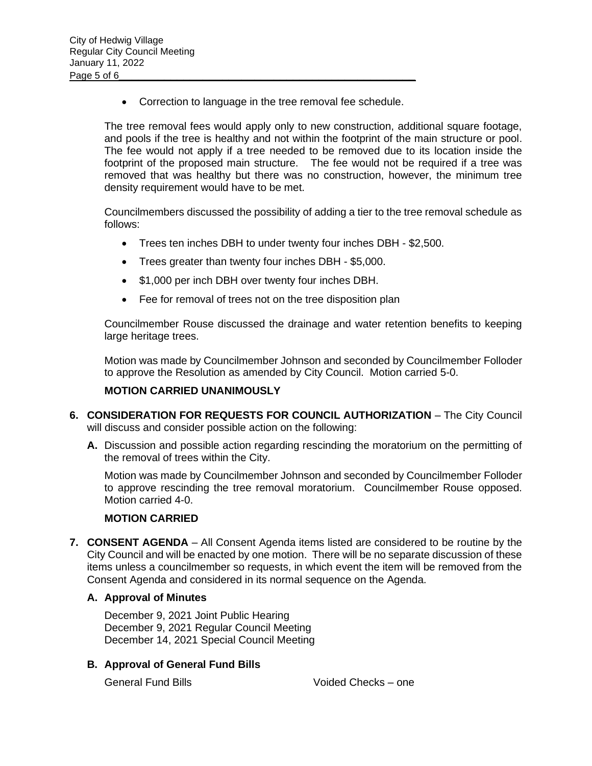- Correction to language in the tree removal fee schedule.

The tree removal fees would apply only to new construction, additional square footage, and pools if the tree is healthy and not within the footprint of the main structure or pool. The fee would not apply if a tree needed to be removed due to its location inside the footprint of the proposed main structure. The fee would not be required if a tree was removed that was healthy but there was no construction, however, the minimum tree density requirement would have to be met.

Councilmembers discussed the possibility of adding a tier to the tree removal schedule as follows:

- Trees ten inches DBH to under twenty four inches DBH - $2,500.
- Trees greater than twenty four inches DBH - $5,000.
- $1,000 per inch DBH over twenty four inches DBH.
- Fee for removal of trees not on the tree disposition plan

Councilmember Rouse discussed the drainage and water retention benefits to keeping large heritage trees.

Motion was made by Councilmember Johnson and seconded by Councilmember Folloder to approve the Resolution as amended by City Council. Motion carried 5-0.

**MOTION CARRIED UNANIMOUSLY**

**6. CONSIDERATION FOR REQUESTS FOR COUNCIL AUTHORIZATION** – The City Council will discuss and consider possible action on the following:

**A.** Discussion and possible action regarding rescinding the moratorium on the permitting of the removal of trees within the City.

Motion was made by Councilmember Johnson and seconded by Councilmember Folloder to approve rescinding the tree removal moratorium. Councilmember Rouse opposed. Motion carried 4-0.

**MOTION CARRIED**

**7. CONSENT AGENDA** – All Consent Agenda items listed are considered to be routine by the City Council and will be enacted by one motion. There will be no separate discussion of these items unless a councilmember so requests, in which event the item will be removed from the Consent Agenda and considered in its normal sequence on the Agenda.

**A. Approval of Minutes**

December 9, 2021 Joint Public Hearing
December 9, 2021 Regular Council Meeting
December 14, 2021 Special Council Meeting

**B. Approval of General Fund Bills**

General Fund Bills    Voided Checks – one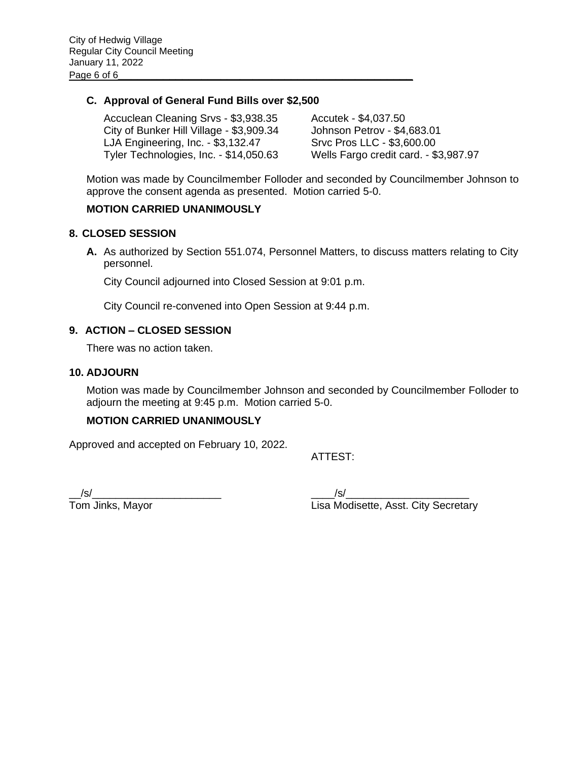### C. Approval of General Fund Bills over $2,500

| | |
|---|---|
| Accuclean Cleaning Srvs - $3,938.35 | Accutek - $4,037.50 |
| City of Bunker Hill Village - $3,909.34 | Johnson Petrov - $4,683.01 |
| LJA Engineering, Inc. - $3,132.47 | Srvc Pros LLC - $3,600.00 |
| Tyler Technologies, Inc. - $14,050.63 | Wells Fargo credit card. - $3,987.97 |

Motion was made by Councilmember Folloder and seconded by Councilmember Johnson to approve the consent agenda as presented. Motion carried 5-0.

**MOTION CARRIED UNANIMOUSLY**

## 8. CLOSED SESSION

**A.** As authorized by Section 551.074, Personnel Matters, to discuss matters relating to City personnel.

City Council adjourned into Closed Session at 9:01 p.m.

City Council re-convened into Open Session at 9:44 p.m.

## 9. ACTION – CLOSED SESSION

There was no action taken.

## 10. ADJOURN

Motion was made by Councilmember Johnson and seconded by Councilmember Folloder to adjourn the meeting at 9:45 p.m. Motion carried 5-0.

**MOTION CARRIED UNANIMOUSLY**

Approved and accepted on February 10, 2022.

ATTEST:

__/s/______________________
Tom Jinks, Mayor

____/s/____________________
Lisa Modisette, Asst. City Secretary